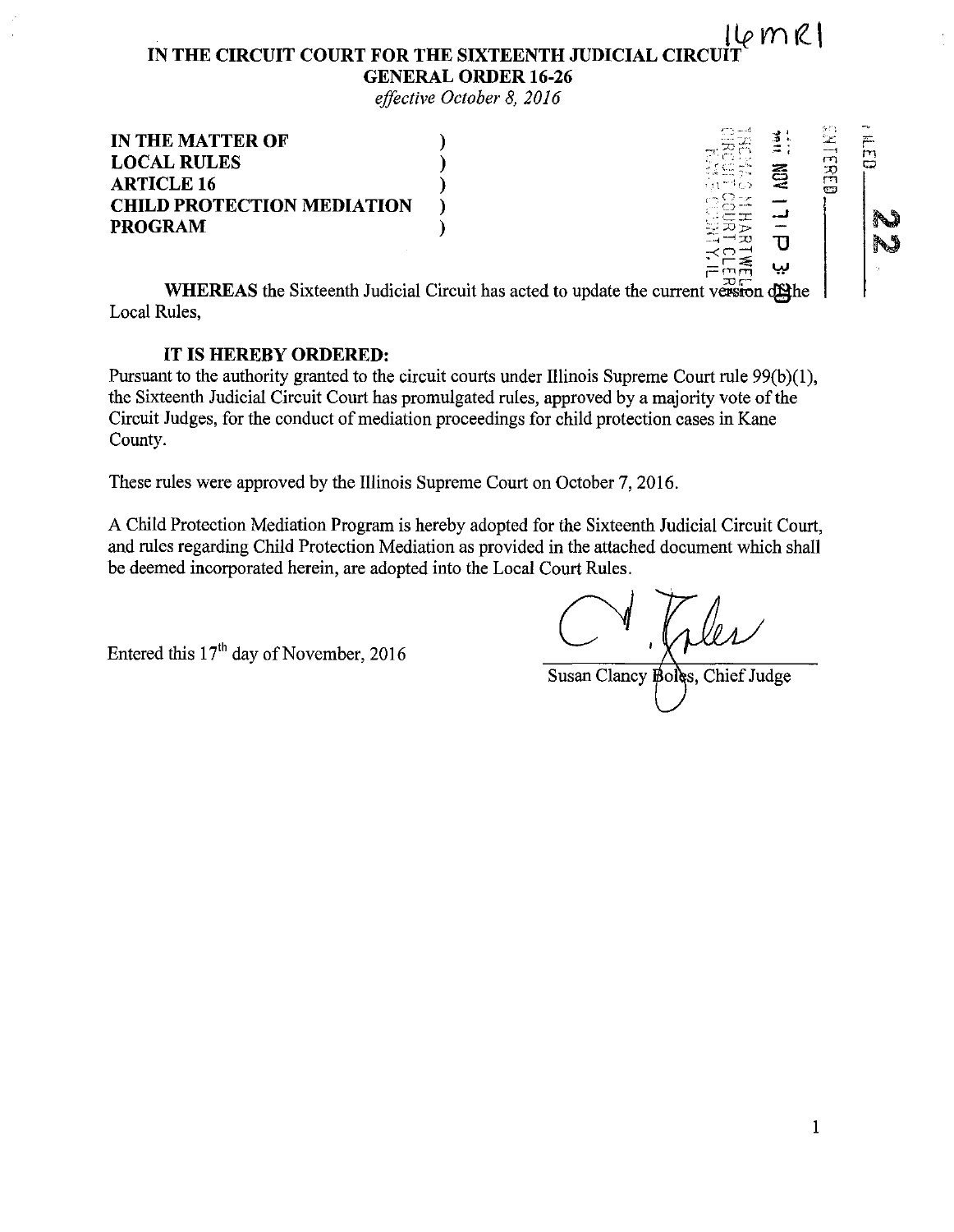16MR1

**IN THE CIRCUIT COURT FOR THE SIXTEENTH JUDICIAL CIRCUIT**
**GENERAL ORDER 16-26**
*effective October 8, 2016*

| | |
|---|---|
| **IN THE MATTER OF** | ) |
| **LOCAL RULES** | ) |
| **ARTICLE 16** | ) |
| **CHILD PROTECTION MEDIATION** | ) |
| **PROGRAM** | ) |

**WHEREAS** the Sixteenth Judicial Circuit has acted to update the current version of the Local Rules,

**IT IS HEREBY ORDERED:**

Pursuant to the authority granted to the circuit courts under Illinois Supreme Court rule 99(b)(1), the Sixteenth Judicial Circuit Court has promulgated rules, approved by a majority vote of the Circuit Judges, for the conduct of mediation proceedings for child protection cases in Kane County.

These rules were approved by the Illinois Supreme Court on October 7, 2016.

A Child Protection Mediation Program is hereby adopted for the Sixteenth Judicial Circuit Court, and rules regarding Child Protection Mediation as provided in the attached document which shall be deemed incorporated herein, are adopted into the Local Court Rules.

Entered this 17th day of November, 2016

Susan Clancy Boles, Chief Judge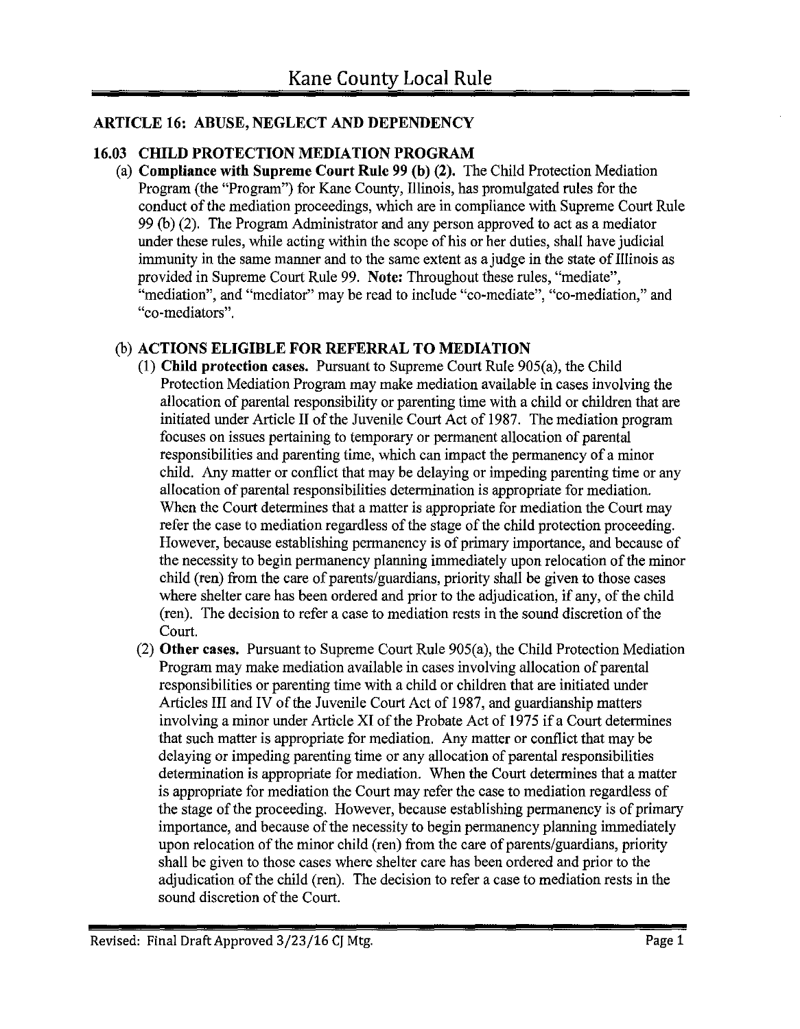# Kane County Local Rule

## ARTICLE 16: ABUSE, NEGLECT AND DEPENDENCY

### 16.03 CHILD PROTECTION MEDIATION PROGRAM

(a) **Compliance with Supreme Court Rule 99 (b) (2).** The Child Protection Mediation Program (the "Program") for Kane County, Illinois, has promulgated rules for the conduct of the mediation proceedings, which are in compliance with Supreme Court Rule 99 (b) (2). The Program Administrator and any person approved to act as a mediator under these rules, while acting within the scope of his or her duties, shall have judicial immunity in the same manner and to the same extent as a judge in the state of Illinois as provided in Supreme Court Rule 99. **Note:** Throughout these rules, "mediate", "mediation", and "mediator" may be read to include "co-mediate", "co-mediation," and "co-mediators".

(b) **ACTIONS ELIGIBLE FOR REFERRAL TO MEDIATION**

(1) **Child protection cases.** Pursuant to Supreme Court Rule 905(a), the Child Protection Mediation Program may make mediation available in cases involving the allocation of parental responsibility or parenting time with a child or children that are initiated under Article II of the Juvenile Court Act of 1987. The mediation program focuses on issues pertaining to temporary or permanent allocation of parental responsibilities and parenting time, which can impact the permanency of a minor child. Any matter or conflict that may be delaying or impeding parenting time or any allocation of parental responsibilities determination is appropriate for mediation. When the Court determines that a matter is appropriate for mediation the Court may refer the case to mediation regardless of the stage of the child protection proceeding. However, because establishing permanency is of primary importance, and because of the necessity to begin permanency planning immediately upon relocation of the minor child (ren) from the care of parents/guardians, priority shall be given to those cases where shelter care has been ordered and prior to the adjudication, if any, of the child (ren). The decision to refer a case to mediation rests in the sound discretion of the Court.

(2) **Other cases.** Pursuant to Supreme Court Rule 905(a), the Child Protection Mediation Program may make mediation available in cases involving allocation of parental responsibilities or parenting time with a child or children that are initiated under Articles III and IV of the Juvenile Court Act of 1987, and guardianship matters involving a minor under Article XI of the Probate Act of 1975 if a Court determines that such matter is appropriate for mediation. Any matter or conflict that may be delaying or impeding parenting time or any allocation of parental responsibilities determination is appropriate for mediation. When the Court determines that a matter is appropriate for mediation the Court may refer the case to mediation regardless of the stage of the proceeding. However, because establishing permanency is of primary importance, and because of the necessity to begin permanency planning immediately upon relocation of the minor child (ren) from the care of parents/guardians, priority shall be given to those cases where shelter care has been ordered and prior to the adjudication of the child (ren). The decision to refer a case to mediation rests in the sound discretion of the Court.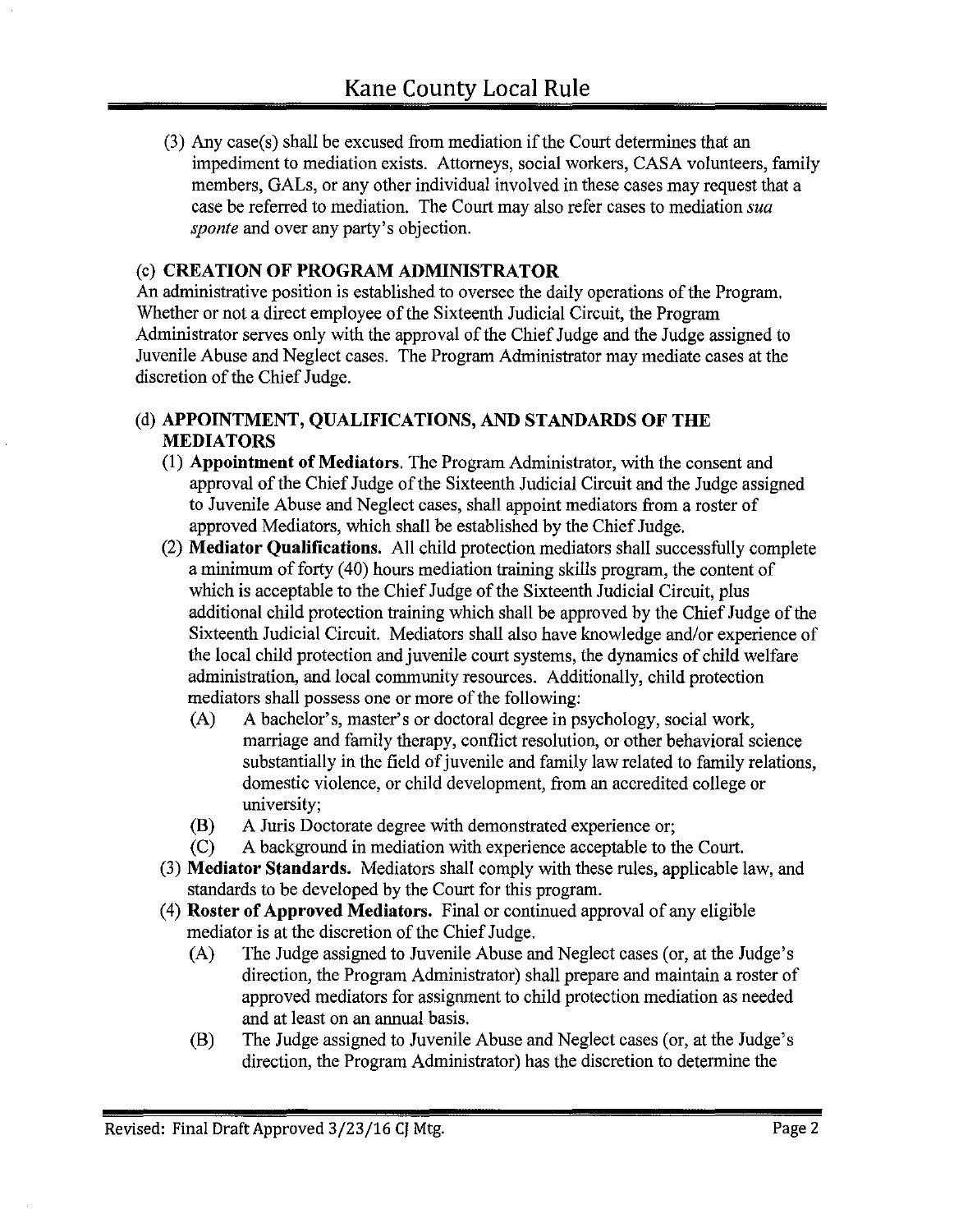(3) Any case(s) shall be excused from mediation if the Court determines that an impediment to mediation exists. Attorneys, social workers, CASA volunteers, family members, GALs, or any other individual involved in these cases may request that a case be referred to mediation. The Court may also refer cases to mediation *sua sponte* and over any party's objection.

### (c) CREATION OF PROGRAM ADMINISTRATOR

An administrative position is established to oversee the daily operations of the Program. Whether or not a direct employee of the Sixteenth Judicial Circuit, the Program Administrator serves only with the approval of the Chief Judge and the Judge assigned to Juvenile Abuse and Neglect cases. The Program Administrator may mediate cases at the discretion of the Chief Judge.

### (d) APPOINTMENT, QUALIFICATIONS, AND STANDARDS OF THE MEDIATORS

(1) **Appointment of Mediators.** The Program Administrator, with the consent and approval of the Chief Judge of the Sixteenth Judicial Circuit and the Judge assigned to Juvenile Abuse and Neglect cases, shall appoint mediators from a roster of approved Mediators, which shall be established by the Chief Judge.

(2) **Mediator Qualifications.** All child protection mediators shall successfully complete a minimum of forty (40) hours mediation training skills program, the content of which is acceptable to the Chief Judge of the Sixteenth Judicial Circuit, plus additional child protection training which shall be approved by the Chief Judge of the Sixteenth Judicial Circuit. Mediators shall also have knowledge and/or experience of the local child protection and juvenile court systems, the dynamics of child welfare administration, and local community resources. Additionally, child protection mediators shall possess one or more of the following:

   (A) A bachelor's, master's or doctoral degree in psychology, social work, marriage and family therapy, conflict resolution, or other behavioral science substantially in the field of juvenile and family law related to family relations, domestic violence, or child development, from an accredited college or university;

   (B) A Juris Doctorate degree with demonstrated experience or;

   (C) A background in mediation with experience acceptable to the Court.

(3) **Mediator Standards.** Mediators shall comply with these rules, applicable law, and standards to be developed by the Court for this program.

(4) **Roster of Approved Mediators.** Final or continued approval of any eligible mediator is at the discretion of the Chief Judge.

   (A) The Judge assigned to Juvenile Abuse and Neglect cases (or, at the Judge's direction, the Program Administrator) shall prepare and maintain a roster of approved mediators for assignment to child protection mediation as needed and at least on an annual basis.

   (B) The Judge assigned to Juvenile Abuse and Neglect cases (or, at the Judge's direction, the Program Administrator) has the discretion to determine the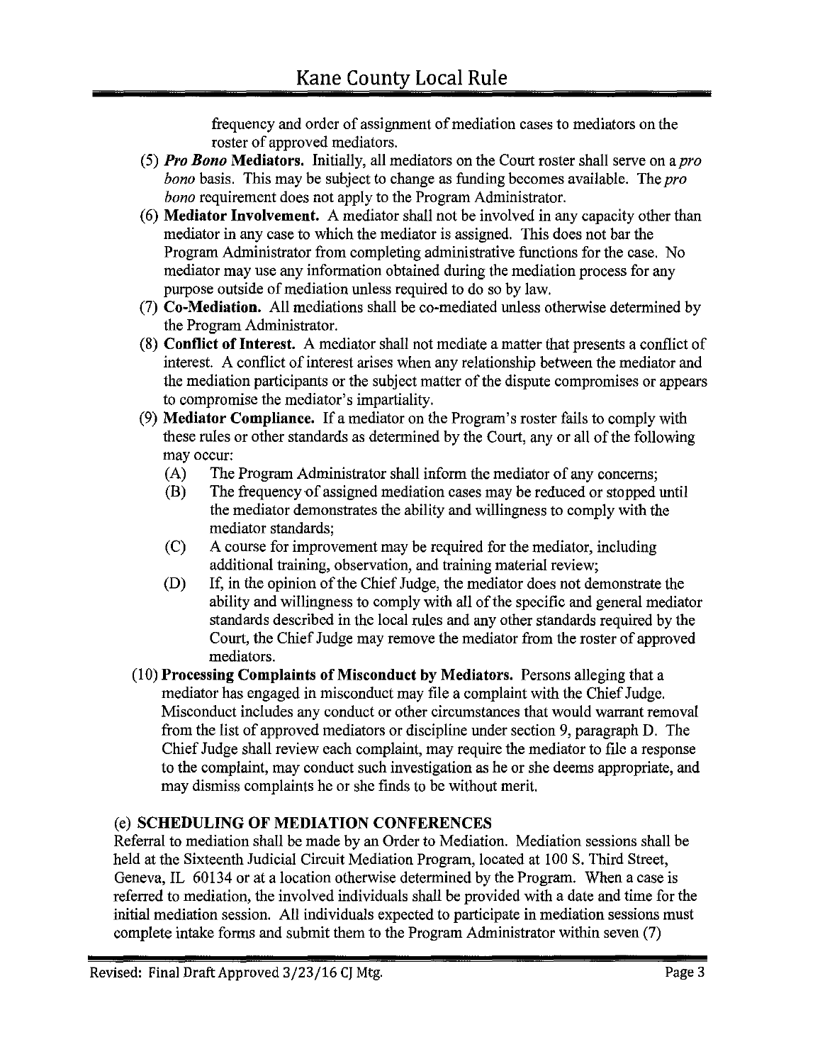frequency and order of assignment of mediation cases to mediators on the roster of approved mediators.

(5) ***Pro Bono* Mediators.** Initially, all mediators on the Court roster shall serve on a *pro bono* basis. This may be subject to change as funding becomes available. The *pro bono* requirement does not apply to the Program Administrator.

(6) **Mediator Involvement.** A mediator shall not be involved in any capacity other than mediator in any case to which the mediator is assigned. This does not bar the Program Administrator from completing administrative functions for the case. No mediator may use any information obtained during the mediation process for any purpose outside of mediation unless required to do so by law.

(7) **Co-Mediation.** All mediations shall be co-mediated unless otherwise determined by the Program Administrator.

(8) **Conflict of Interest.** A mediator shall not mediate a matter that presents a conflict of interest. A conflict of interest arises when any relationship between the mediator and the mediation participants or the subject matter of the dispute compromises or appears to compromise the mediator's impartiality.

(9) **Mediator Compliance.** If a mediator on the Program's roster fails to comply with these rules or other standards as determined by the Court, any or all of the following may occur:

- (A) The Program Administrator shall inform the mediator of any concerns;
- (B) The frequency of assigned mediation cases may be reduced or stopped until the mediator demonstrates the ability and willingness to comply with the mediator standards;
- (C) A course for improvement may be required for the mediator, including additional training, observation, and training material review;
- (D) If, in the opinion of the Chief Judge, the mediator does not demonstrate the ability and willingness to comply with all of the specific and general mediator standards described in the local rules and any other standards required by the Court, the Chief Judge may remove the mediator from the roster of approved mediators.

(10) **Processing Complaints of Misconduct by Mediators.** Persons alleging that a mediator has engaged in misconduct may file a complaint with the Chief Judge. Misconduct includes any conduct or other circumstances that would warrant removal from the list of approved mediators or discipline under section 9, paragraph D. The Chief Judge shall review each complaint, may require the mediator to file a response to the complaint, may conduct such investigation as he or she deems appropriate, and may dismiss complaints he or she finds to be without merit.

### (e) SCHEDULING OF MEDIATION CONFERENCES

Referral to mediation shall be made by an Order to Mediation. Mediation sessions shall be held at the Sixteenth Judicial Circuit Mediation Program, located at 100 S. Third Street, Geneva, IL 60134 or at a location otherwise determined by the Program. When a case is referred to mediation, the involved individuals shall be provided with a date and time for the initial mediation session. All individuals expected to participate in mediation sessions must complete intake forms and submit them to the Program Administrator within seven (7)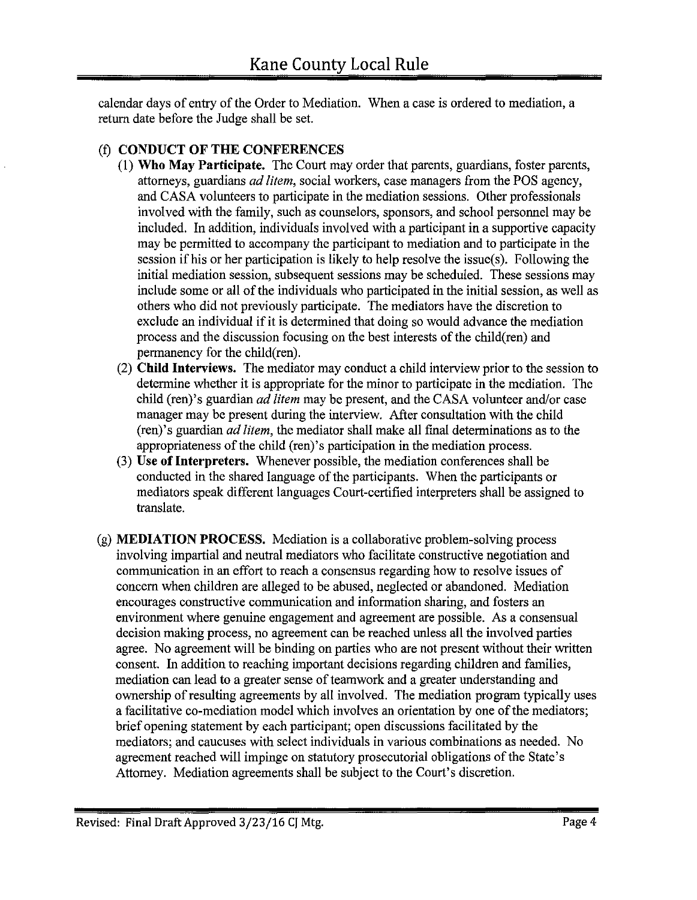calendar days of entry of the Order to Mediation. When a case is ordered to mediation, a return date before the Judge shall be set.

(f) **CONDUCT OF THE CONFERENCES**

(1) **Who May Participate.** The Court may order that parents, guardians, foster parents, attorneys, guardians *ad litem*, social workers, case managers from the POS agency, and CASA volunteers to participate in the mediation sessions. Other professionals involved with the family, such as counselors, sponsors, and school personnel may be included. In addition, individuals involved with a participant in a supportive capacity may be permitted to accompany the participant to mediation and to participate in the session if his or her participation is likely to help resolve the issue(s). Following the initial mediation session, subsequent sessions may be scheduled. These sessions may include some or all of the individuals who participated in the initial session, as well as others who did not previously participate. The mediators have the discretion to exclude an individual if it is determined that doing so would advance the mediation process and the discussion focusing on the best interests of the child(ren) and permanency for the child(ren).

(2) **Child Interviews.** The mediator may conduct a child interview prior to the session to determine whether it is appropriate for the minor to participate in the mediation. The child (ren)'s guardian *ad litem* may be present, and the CASA volunteer and/or case manager may be present during the interview. After consultation with the child (ren)'s guardian *ad litem*, the mediator shall make all final determinations as to the appropriateness of the child (ren)'s participation in the mediation process.

(3) **Use of Interpreters.** Whenever possible, the mediation conferences shall be conducted in the shared language of the participants. When the participants or mediators speak different languages Court-certified interpreters shall be assigned to translate.

(g) **MEDIATION PROCESS.** Mediation is a collaborative problem-solving process involving impartial and neutral mediators who facilitate constructive negotiation and communication in an effort to reach a consensus regarding how to resolve issues of concern when children are alleged to be abused, neglected or abandoned. Mediation encourages constructive communication and information sharing, and fosters an environment where genuine engagement and agreement are possible. As a consensual decision making process, no agreement can be reached unless all the involved parties agree. No agreement will be binding on parties who are not present without their written consent. In addition to reaching important decisions regarding children and families, mediation can lead to a greater sense of teamwork and a greater understanding and ownership of resulting agreements by all involved. The mediation program typically uses a facilitative co-mediation model which involves an orientation by one of the mediators; brief opening statement by each participant; open discussions facilitated by the mediators; and caucuses with select individuals in various combinations as needed. No agreement reached will impinge on statutory prosecutorial obligations of the State's Attorney. Mediation agreements shall be subject to the Court's discretion.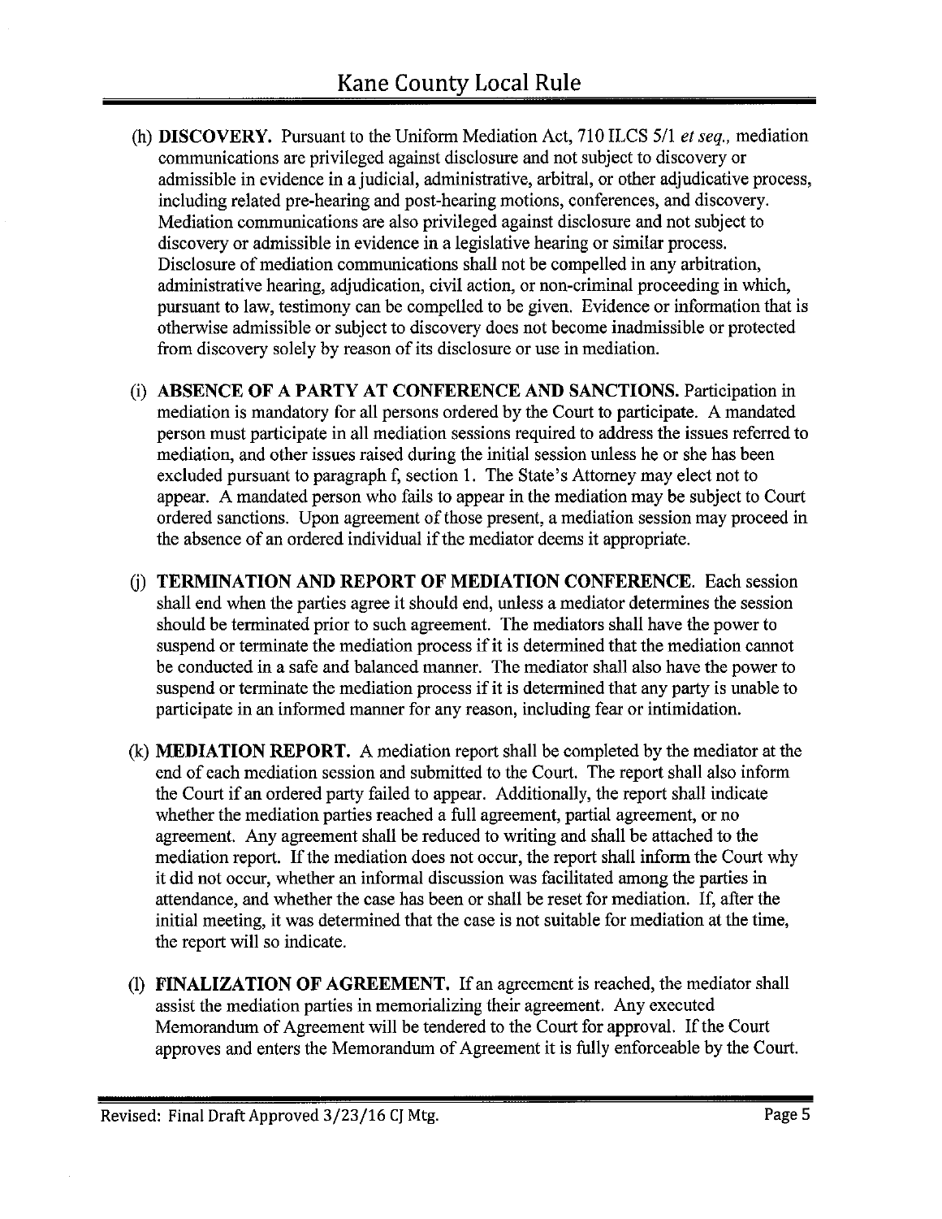(h) **DISCOVERY.** Pursuant to the Uniform Mediation Act, 710 ILCS 5/1 *et seq.*, mediation communications are privileged against disclosure and not subject to discovery or admissible in evidence in a judicial, administrative, arbitral, or other adjudicative process, including related pre-hearing and post-hearing motions, conferences, and discovery. Mediation communications are also privileged against disclosure and not subject to discovery or admissible in evidence in a legislative hearing or similar process. Disclosure of mediation communications shall not be compelled in any arbitration, administrative hearing, adjudication, civil action, or non-criminal proceeding in which, pursuant to law, testimony can be compelled to be given. Evidence or information that is otherwise admissible or subject to discovery does not become inadmissible or protected from discovery solely by reason of its disclosure or use in mediation.

(i) **ABSENCE OF A PARTY AT CONFERENCE AND SANCTIONS.** Participation in mediation is mandatory for all persons ordered by the Court to participate. A mandated person must participate in all mediation sessions required to address the issues referred to mediation, and other issues raised during the initial session unless he or she has been excluded pursuant to paragraph f, section 1. The State's Attorney may elect not to appear. A mandated person who fails to appear in the mediation may be subject to Court ordered sanctions. Upon agreement of those present, a mediation session may proceed in the absence of an ordered individual if the mediator deems it appropriate.

(j) **TERMINATION AND REPORT OF MEDIATION CONFERENCE.** Each session shall end when the parties agree it should end, unless a mediator determines the session should be terminated prior to such agreement. The mediators shall have the power to suspend or terminate the mediation process if it is determined that the mediation cannot be conducted in a safe and balanced manner. The mediator shall also have the power to suspend or terminate the mediation process if it is determined that any party is unable to participate in an informed manner for any reason, including fear or intimidation.

(k) **MEDIATION REPORT.** A mediation report shall be completed by the mediator at the end of each mediation session and submitted to the Court. The report shall also inform the Court if an ordered party failed to appear. Additionally, the report shall indicate whether the mediation parties reached a full agreement, partial agreement, or no agreement. Any agreement shall be reduced to writing and shall be attached to the mediation report. If the mediation does not occur, the report shall inform the Court why it did not occur, whether an informal discussion was facilitated among the parties in attendance, and whether the case has been or shall be reset for mediation. If, after the initial meeting, it was determined that the case is not suitable for mediation at the time, the report will so indicate.

(l) **FINALIZATION OF AGREEMENT.** If an agreement is reached, the mediator shall assist the mediation parties in memorializing their agreement. Any executed Memorandum of Agreement will be tendered to the Court for approval. If the Court approves and enters the Memorandum of Agreement it is fully enforceable by the Court.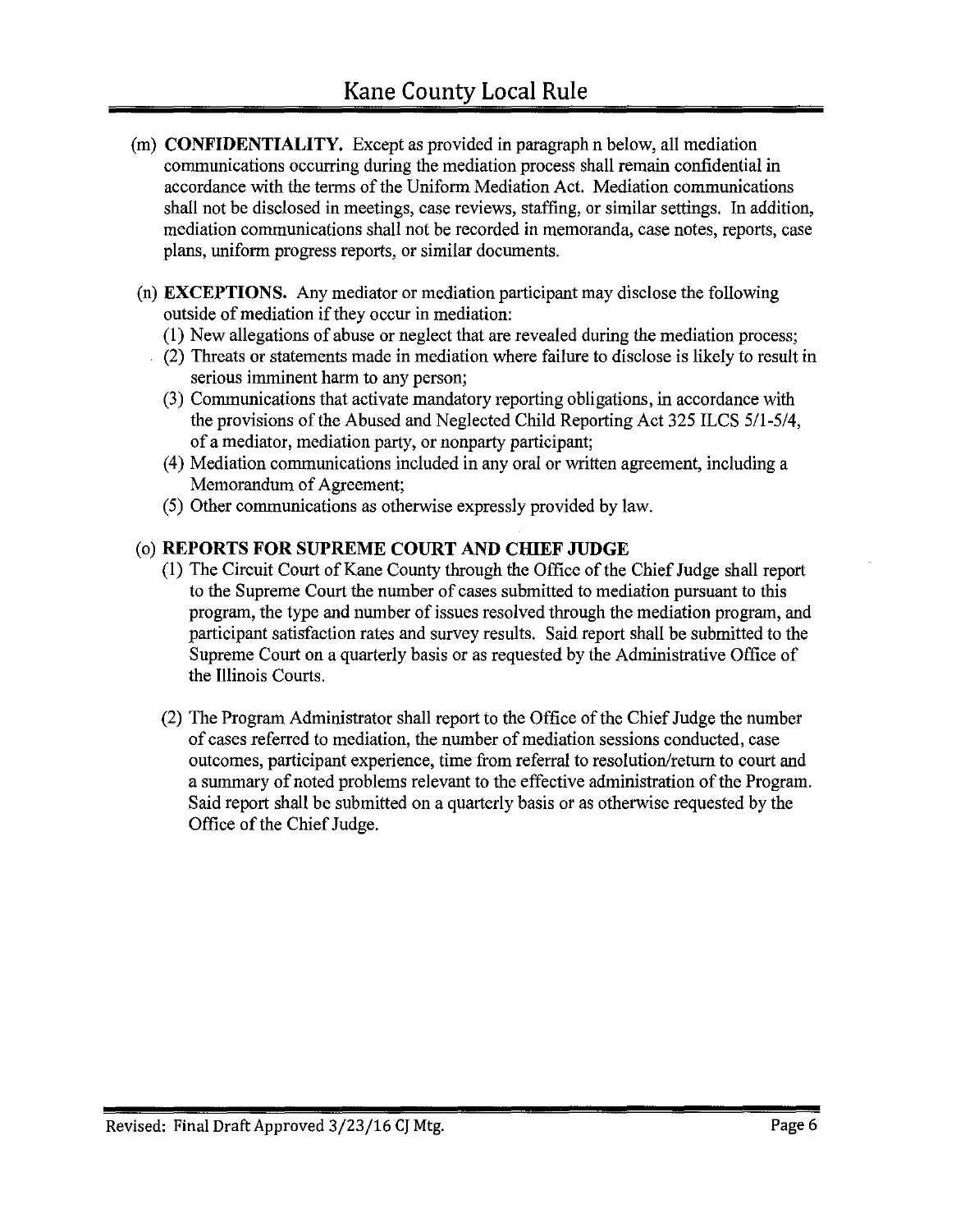(m) **CONFIDENTIALITY.** Except as provided in paragraph n below, all mediation communications occurring during the mediation process shall remain confidential in accordance with the terms of the Uniform Mediation Act. Mediation communications shall not be disclosed in meetings, case reviews, staffing, or similar settings. In addition, mediation communications shall not be recorded in memoranda, case notes, reports, case plans, uniform progress reports, or similar documents.

(n) **EXCEPTIONS.** Any mediator or mediation participant may disclose the following outside of mediation if they occur in mediation:

(1) New allegations of abuse or neglect that are revealed during the mediation process;

(2) Threats or statements made in mediation where failure to disclose is likely to result in serious imminent harm to any person;

(3) Communications that activate mandatory reporting obligations, in accordance with the provisions of the Abused and Neglected Child Reporting Act 325 ILCS 5/1-5/4, of a mediator, mediation party, or nonparty participant;

(4) Mediation communications included in any oral or written agreement, including a Memorandum of Agreement;

(5) Other communications as otherwise expressly provided by law.

(o) **REPORTS FOR SUPREME COURT AND CHIEF JUDGE**

(1) The Circuit Court of Kane County through the Office of the Chief Judge shall report to the Supreme Court the number of cases submitted to mediation pursuant to this program, the type and number of issues resolved through the mediation program, and participant satisfaction rates and survey results. Said report shall be submitted to the Supreme Court on a quarterly basis or as requested by the Administrative Office of the Illinois Courts.

(2) The Program Administrator shall report to the Office of the Chief Judge the number of cases referred to mediation, the number of mediation sessions conducted, case outcomes, participant experience, time from referral to resolution/return to court and a summary of noted problems relevant to the effective administration of the Program. Said report shall be submitted on a quarterly basis or as otherwise requested by the Office of the Chief Judge.